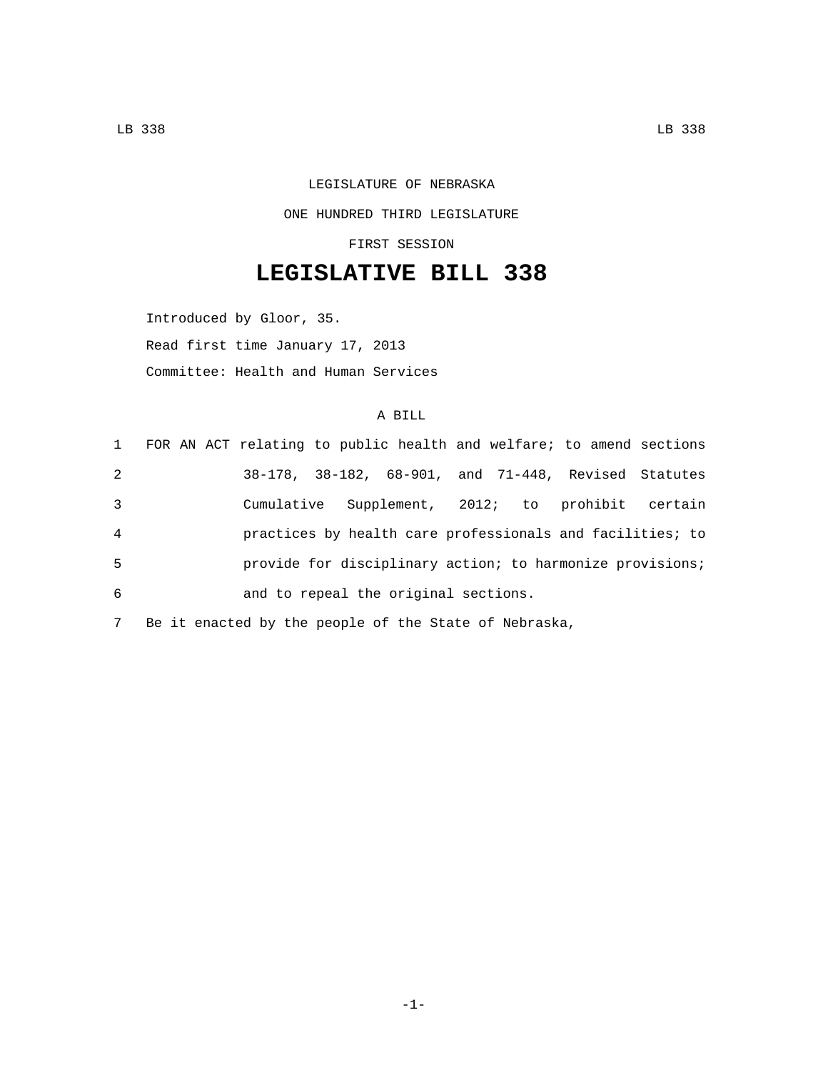LEGISLATURE OF NEBRASKA

ONE HUNDRED THIRD LEGISLATURE

FIRST SESSION

# LEGISLATIVE BILL 338

Introduced by Gloor, 35.

Read first time January 17, 2013

Committee: Health and Human Services

A BILL

1 FOR AN ACT relating to public health and welfare; to amend sections
2 38-178, 38-182, 68-901, and 71-448, Revised Statutes
3 Cumulative Supplement, 2012; to prohibit certain
4 practices by health care professionals and facilities; to
5 provide for disciplinary action; to harmonize provisions;
6 and to repeal the original sections.
7 Be it enacted by the people of the State of Nebraska,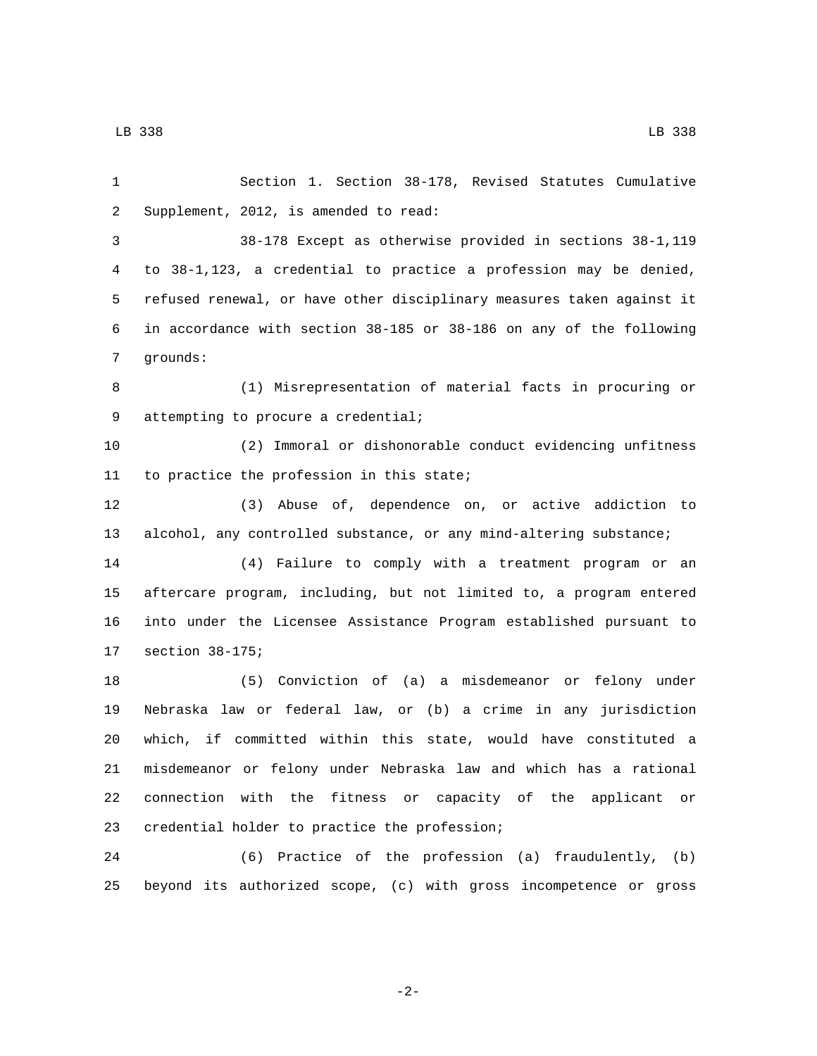Section 1. Section 38-178, Revised Statutes Cumulative Supplement, 2012, is amended to read:

38-178 Except as otherwise provided in sections 38-1,119 to 38-1,123, a credential to practice a profession may be denied, refused renewal, or have other disciplinary measures taken against it in accordance with section 38-185 or 38-186 on any of the following grounds:

(1) Misrepresentation of material facts in procuring or attempting to procure a credential;

(2) Immoral or dishonorable conduct evidencing unfitness to practice the profession in this state;

(3) Abuse of, dependence on, or active addiction to alcohol, any controlled substance, or any mind-altering substance;

(4) Failure to comply with a treatment program or an aftercare program, including, but not limited to, a program entered into under the Licensee Assistance Program established pursuant to section 38-175;

(5) Conviction of (a) a misdemeanor or felony under Nebraska law or federal law, or (b) a crime in any jurisdiction which, if committed within this state, would have constituted a misdemeanor or felony under Nebraska law and which has a rational connection with the fitness or capacity of the applicant or credential holder to practice the profession;

(6) Practice of the profession (a) fraudulently, (b) beyond its authorized scope, (c) with gross incompetence or gross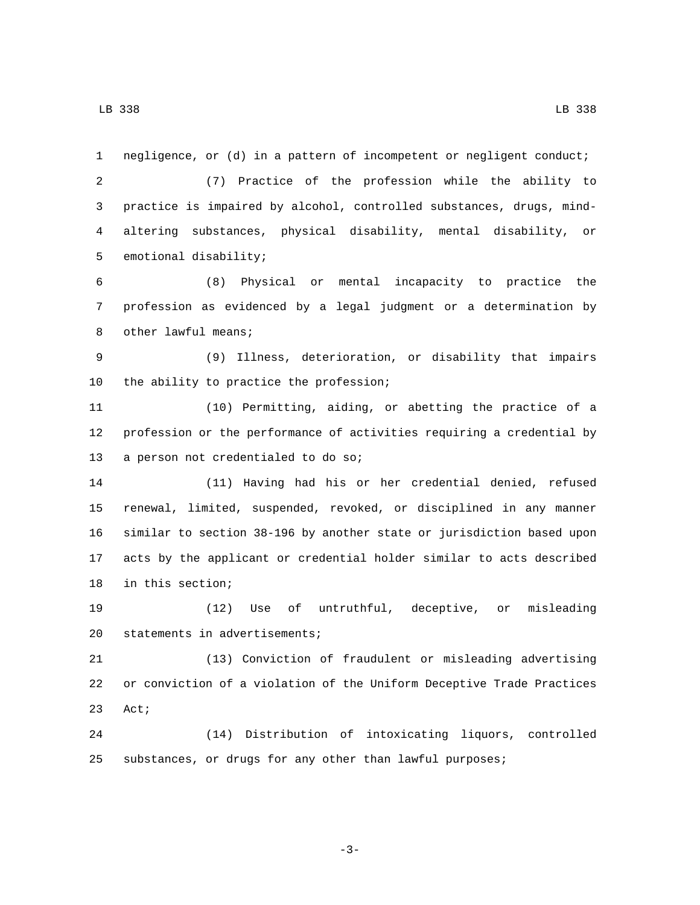negligence, or (d) in a pattern of incompetent or negligent conduct;

(7) Practice of the profession while the ability to practice is impaired by alcohol, controlled substances, drugs, mind-altering substances, physical disability, mental disability, or emotional disability;

(8) Physical or mental incapacity to practice the profession as evidenced by a legal judgment or a determination by other lawful means;

(9) Illness, deterioration, or disability that impairs the ability to practice the profession;

(10) Permitting, aiding, or abetting the practice of a profession or the performance of activities requiring a credential by a person not credentialed to do so;

(11) Having had his or her credential denied, refused renewal, limited, suspended, revoked, or disciplined in any manner similar to section 38-196 by another state or jurisdiction based upon acts by the applicant or credential holder similar to acts described in this section;

(12) Use of untruthful, deceptive, or misleading statements in advertisements;

(13) Conviction of fraudulent or misleading advertising or conviction of a violation of the Uniform Deceptive Trade Practices Act;

(14) Distribution of intoxicating liquors, controlled substances, or drugs for any other than lawful purposes;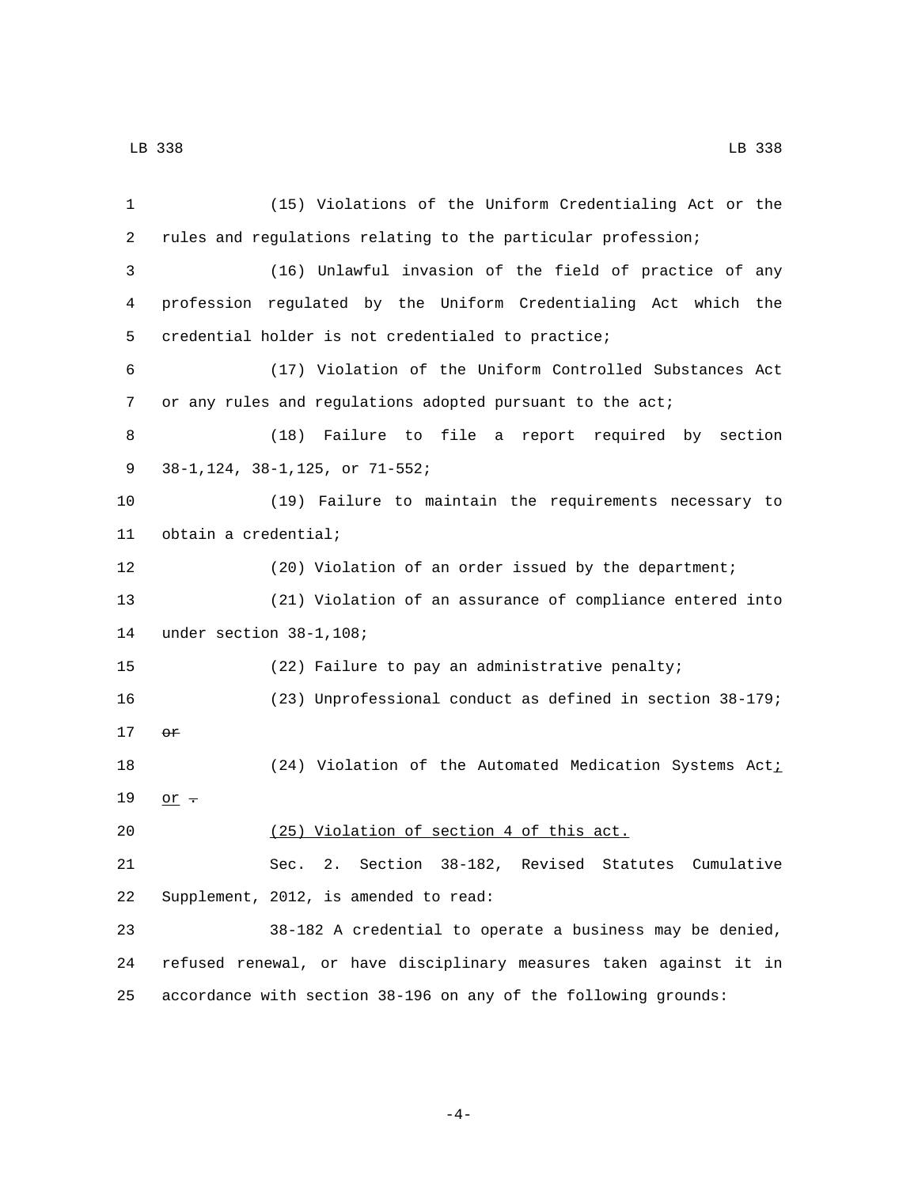(15) Violations of the Uniform Credentialing Act or the rules and regulations relating to the particular profession;

(16) Unlawful invasion of the field of practice of any profession regulated by the Uniform Credentialing Act which the credential holder is not credentialed to practice;

(17) Violation of the Uniform Controlled Substances Act or any rules and regulations adopted pursuant to the act;

(18) Failure to file a report required by section 38-1,124, 38-1,125, or 71-552;

(19) Failure to maintain the requirements necessary to obtain a credential;

(20) Violation of an order issued by the department;

(21) Violation of an assurance of compliance entered into under section 38-1,108;

(22) Failure to pay an administrative penalty;

(23) Unprofessional conduct as defined in section 38-179; ~~or~~

(24) Violation of the Automated Medication Systems Act<u>;</u> <u>or</u> ~~.~~

<u>(25) Violation of section 4 of this act.</u>

Sec. 2. Section 38-182, Revised Statutes Cumulative Supplement, 2012, is amended to read:

38-182 A credential to operate a business may be denied, refused renewal, or have disciplinary measures taken against it in accordance with section 38-196 on any of the following grounds: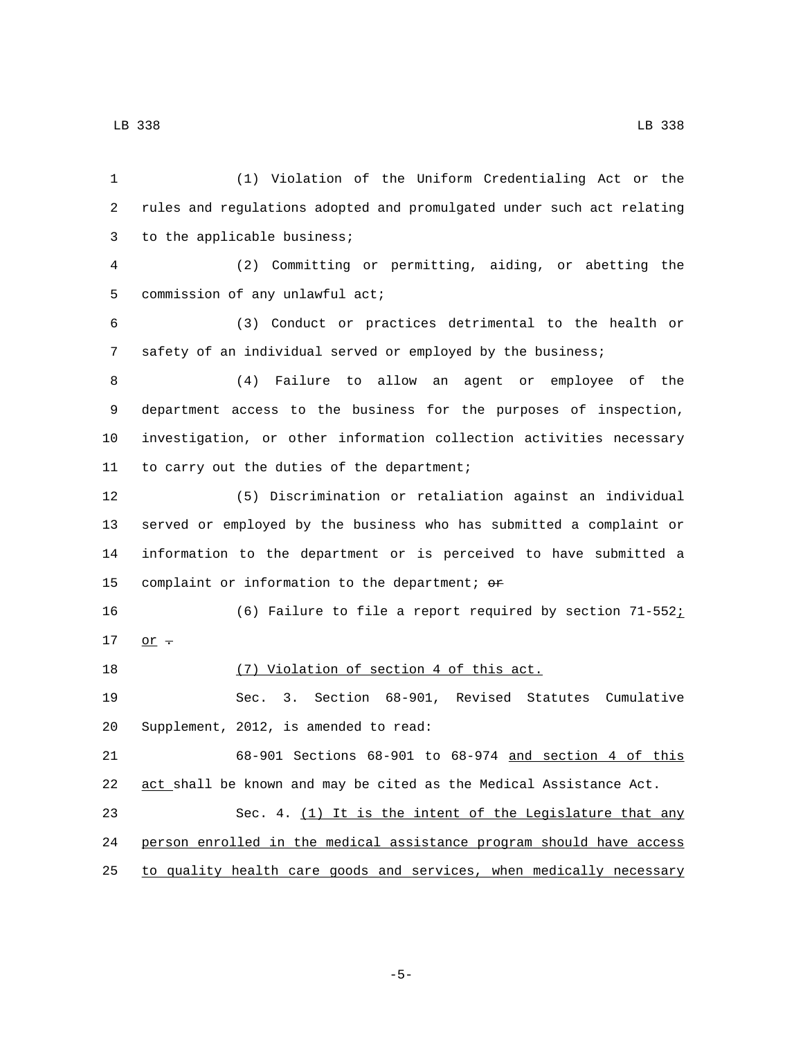(1) Violation of the Uniform Credentialing Act or the rules and regulations adopted and promulgated under such act relating to the applicable business;

(2) Committing or permitting, aiding, or abetting the commission of any unlawful act;

(3) Conduct or practices detrimental to the health or safety of an individual served or employed by the business;

(4) Failure to allow an agent or employee of the department access to the business for the purposes of inspection, investigation, or other information collection activities necessary to carry out the duties of the department;

(5) Discrimination or retaliation against an individual served or employed by the business who has submitted a complaint or information to the department or is perceived to have submitted a complaint or information to the department; ~~or~~

(6) Failure to file a report required by section 71-552<u>;</u> <u>or</u> ~~.~~

<u>(7) Violation of section 4 of this act.</u>

Sec. 3. Section 68-901, Revised Statutes Cumulative Supplement, 2012, is amended to read:

68-901 Sections 68-901 to 68-974 <u>and section 4 of this act</u> shall be known and may be cited as the Medical Assistance Act.

Sec. 4. <u>(1) It is the intent of the Legislature that any person enrolled in the medical assistance program should have access to quality health care goods and services, when medically necessary</u>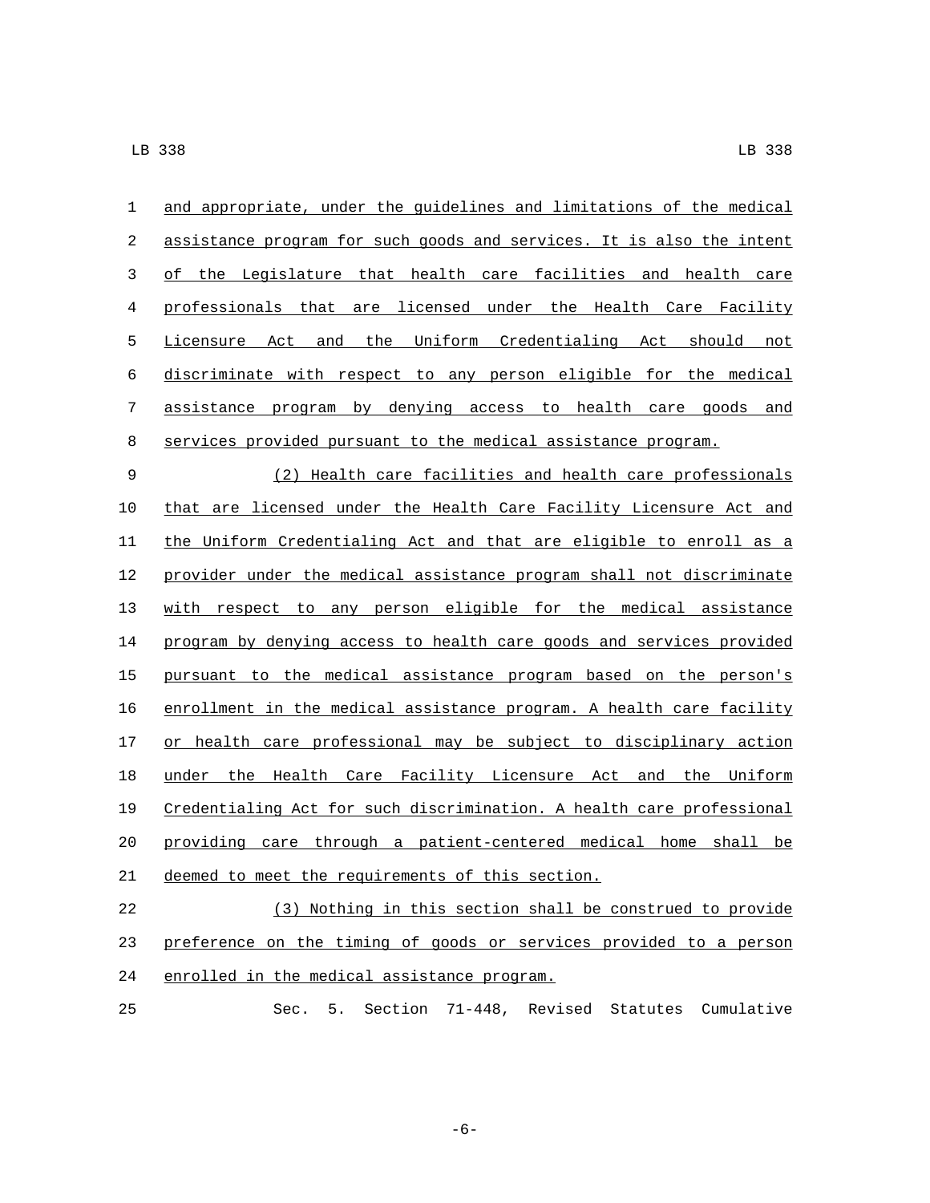and appropriate, under the guidelines and limitations of the medical assistance program for such goods and services. It is also the intent of the Legislature that health care facilities and health care professionals that are licensed under the Health Care Facility Licensure Act and the Uniform Credentialing Act should not discriminate with respect to any person eligible for the medical assistance program by denying access to health care goods and services provided pursuant to the medical assistance program.

(2) Health care facilities and health care professionals that are licensed under the Health Care Facility Licensure Act and the Uniform Credentialing Act and that are eligible to enroll as a provider under the medical assistance program shall not discriminate with respect to any person eligible for the medical assistance program by denying access to health care goods and services provided pursuant to the medical assistance program based on the person's enrollment in the medical assistance program. A health care facility or health care professional may be subject to disciplinary action under the Health Care Facility Licensure Act and the Uniform Credentialing Act for such discrimination. A health care professional providing care through a patient-centered medical home shall be deemed to meet the requirements of this section.

(3) Nothing in this section shall be construed to provide preference on the timing of goods or services provided to a person enrolled in the medical assistance program.

Sec. 5. Section 71-448, Revised Statutes Cumulative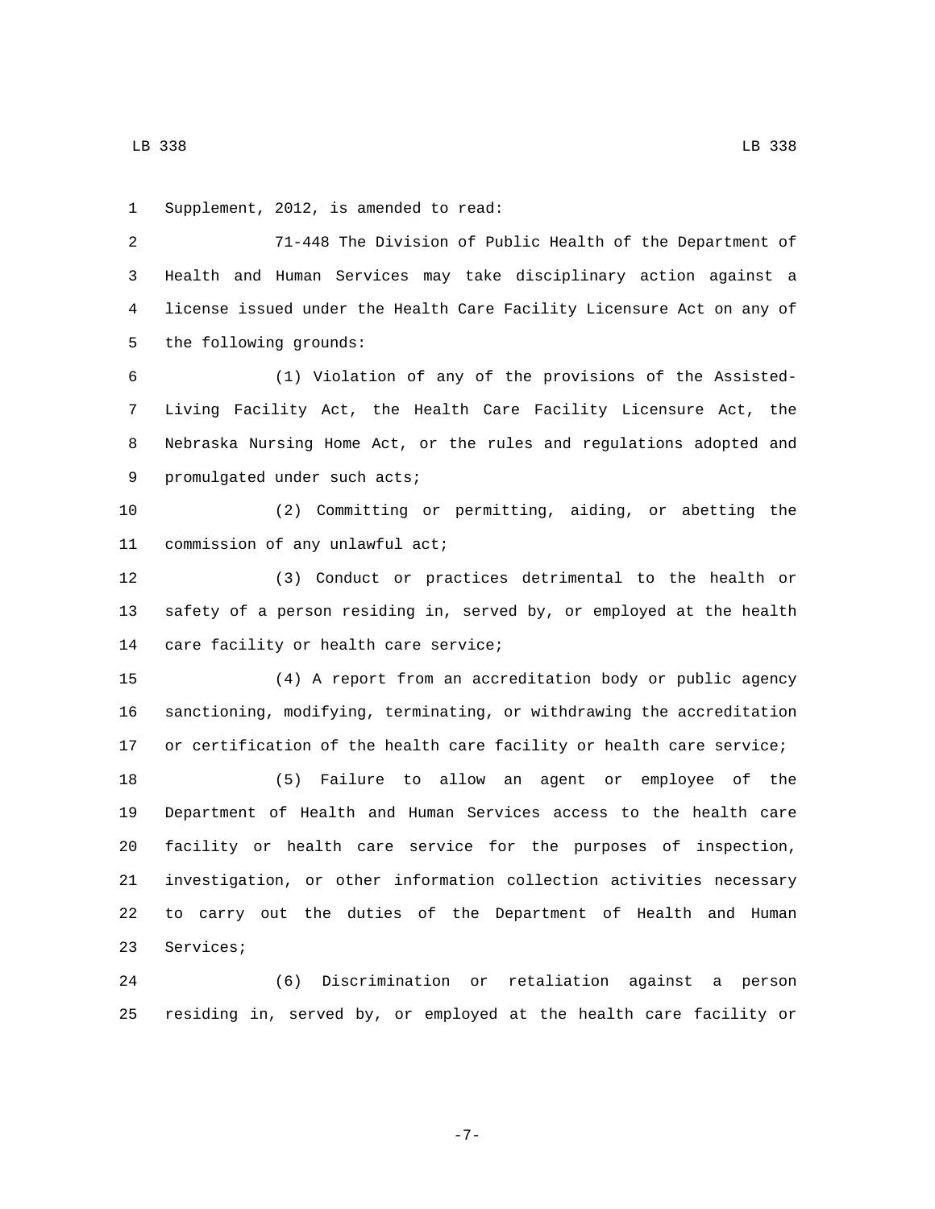Supplement, 2012, is amended to read:

71-448 The Division of Public Health of the Department of Health and Human Services may take disciplinary action against a license issued under the Health Care Facility Licensure Act on any of the following grounds:

(1) Violation of any of the provisions of the Assisted-Living Facility Act, the Health Care Facility Licensure Act, the Nebraska Nursing Home Act, or the rules and regulations adopted and promulgated under such acts;

(2) Committing or permitting, aiding, or abetting the commission of any unlawful act;

(3) Conduct or practices detrimental to the health or safety of a person residing in, served by, or employed at the health care facility or health care service;

(4) A report from an accreditation body or public agency sanctioning, modifying, terminating, or withdrawing the accreditation or certification of the health care facility or health care service;

(5) Failure to allow an agent or employee of the Department of Health and Human Services access to the health care facility or health care service for the purposes of inspection, investigation, or other information collection activities necessary to carry out the duties of the Department of Health and Human Services;

(6) Discrimination or retaliation against a person residing in, served by, or employed at the health care facility or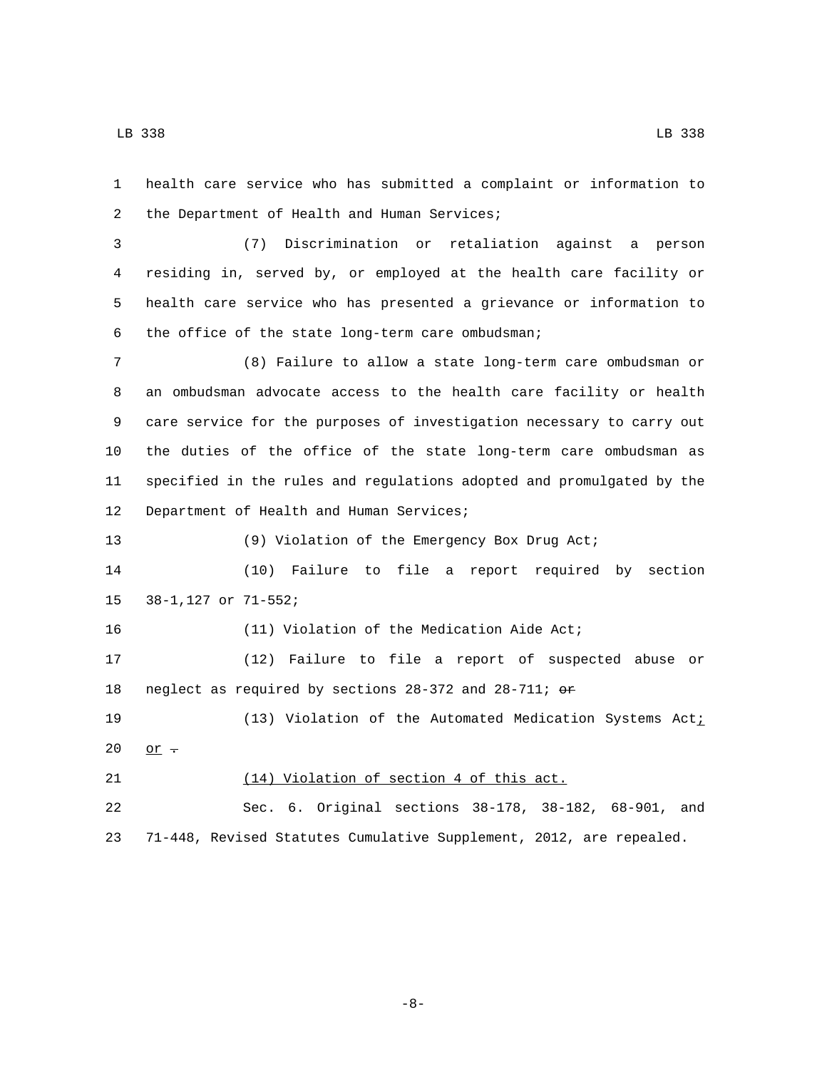health care service who has submitted a complaint or information to the Department of Health and Human Services;

(7) Discrimination or retaliation against a person residing in, served by, or employed at the health care facility or health care service who has presented a grievance or information to the office of the state long-term care ombudsman;

(8) Failure to allow a state long-term care ombudsman or an ombudsman advocate access to the health care facility or health care service for the purposes of investigation necessary to carry out the duties of the office of the state long-term care ombudsman as specified in the rules and regulations adopted and promulgated by the Department of Health and Human Services;

(9) Violation of the Emergency Box Drug Act;

(10) Failure to file a report required by section 38-1,127 or 71-552;

(11) Violation of the Medication Aide Act;

(12) Failure to file a report of suspected abuse or neglect as required by sections 28-372 and 28-711; ~~or~~

(13) Violation of the Automated Medication Systems Act<u>;</u> <u>or</u> ~~.~~

<u>(14) Violation of section 4 of this act.</u>

Sec. 6. Original sections 38-178, 38-182, 68-901, and 71-448, Revised Statutes Cumulative Supplement, 2012, are repealed.